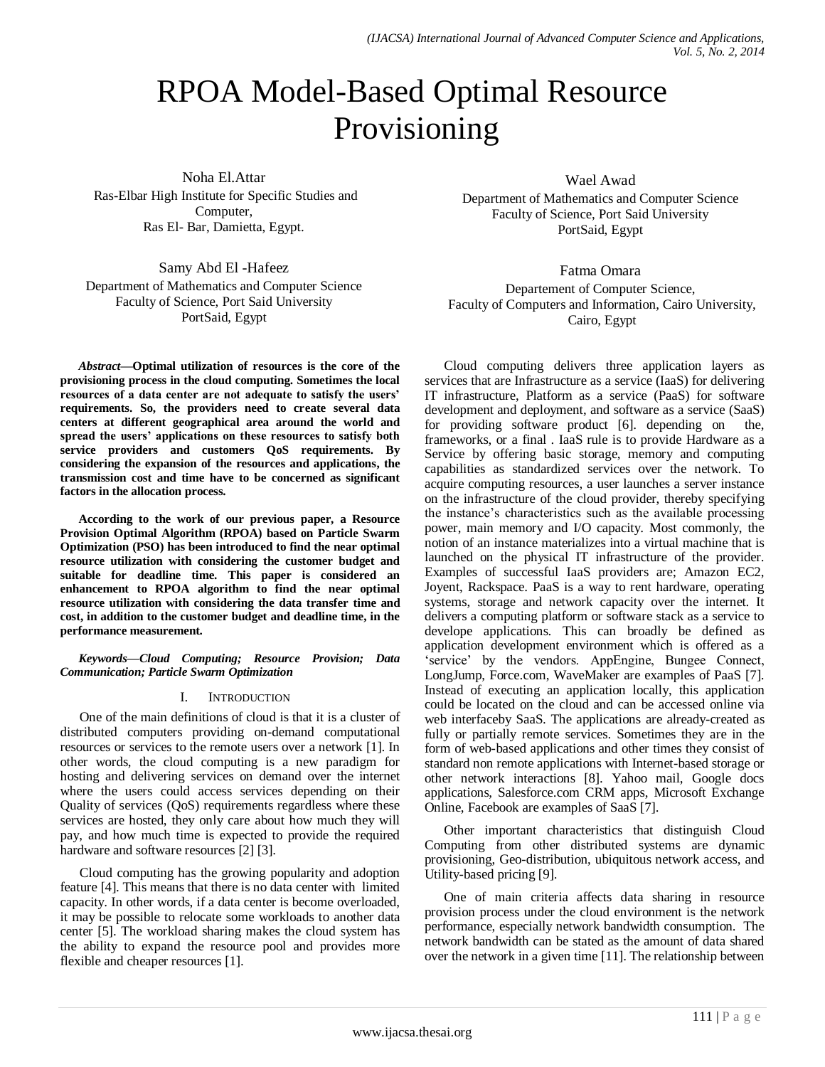# RPOA Model-Based Optimal Resource Provisioning

Noha El.Attar
Ras-Elbar High Institute for Specific Studies and Computer,
Ras El- Bar, Damietta, Egypt.

Wael Awad
Department of Mathematics and Computer Science
Faculty of Science, Port Said University
PortSaid, Egypt

Samy Abd El -Hafeez
Department of Mathematics and Computer Science
Faculty of Science, Port Said University
PortSaid, Egypt

Fatma Omara
Departement of Computer Science,
Faculty of Computers and Information, Cairo University,
Cairo, Egypt

***Abstract*—Optimal utilization of resources is the core of the provisioning process in the cloud computing. Sometimes the local resources of a data center are not adequate to satisfy the users' requirements. So, the providers need to create several data centers at different geographical area around the world and spread the users' applications on these resources to satisfy both service providers and customers QoS requirements. By considering the expansion of the resources and applications, the transmission cost and time have to be concerned as significant factors in the allocation process.**

**According to the work of our previous paper, a Resource Provision Optimal Algorithm (RPOA) based on Particle Swarm Optimization (PSO) has been introduced to find the near optimal resource utilization with considering the customer budget and suitable for deadline time. This paper is considered an enhancement to RPOA algorithm to find the near optimal resource utilization with considering the data transfer time and cost, in addition to the customer budget and deadline time, in the performance measurement.**

***Keywords—Cloud Computing; Resource Provision; Data Communication; Particle Swarm Optimization***

## I. Introduction

One of the main definitions of cloud is that it is a cluster of distributed computers providing on-demand computational resources or services to the remote users over a network [1]. In other words, the cloud computing is a new paradigm for hosting and delivering services on demand over the internet where the users could access services depending on their Quality of services (QoS) requirements regardless where these services are hosted, they only care about how much they will pay, and how much time is expected to provide the required hardware and software resources [2] [3].

Cloud computing has the growing popularity and adoption feature [4]. This means that there is no data center with limited capacity. In other words, if a data center is become overloaded, it may be possible to relocate some workloads to another data center [5]. The workload sharing makes the cloud system has the ability to expand the resource pool and provides more flexible and cheaper resources [1].

Cloud computing delivers three application layers as services that are Infrastructure as a service (IaaS) for delivering IT infrastructure, Platform as a service (PaaS) for software development and deployment, and software as a service (SaaS) for providing software product [6]. depending on the, frameworks, or a final . IaaS rule is to provide Hardware as a Service by offering basic storage, memory and computing capabilities as standardized services over the network. To acquire computing resources, a user launches a server instance on the infrastructure of the cloud provider, thereby specifying the instance's characteristics such as the available processing power, main memory and I/O capacity. Most commonly, the notion of an instance materializes into a virtual machine that is launched on the physical IT infrastructure of the provider. Examples of successful IaaS providers are; Amazon EC2, Joyent, Rackspace. PaaS is a way to rent hardware, operating systems, storage and network capacity over the internet. It delivers a computing platform or software stack as a service to develope applications. This can broadly be defined as application development environment which is offered as a 'service' by the vendors. AppEngine, Bungee Connect, LongJump, Force.com, WaveMaker are examples of PaaS [7]. Instead of executing an application locally, this application could be located on the cloud and can be accessed online via web interfaceby SaaS. The applications are already-created as fully or partially remote services. Sometimes they are in the form of web-based applications and other times they consist of standard non remote applications with Internet-based storage or other network interactions [8]. Yahoo mail, Google docs applications, Salesforce.com CRM apps, Microsoft Exchange Online, Facebook are examples of SaaS [7].

Other important characteristics that distinguish Cloud Computing from other distributed systems are dynamic provisioning, Geo-distribution, ubiquitous network access, and Utility-based pricing [9].

One of main criteria affects data sharing in resource provision process under the cloud environment is the network performance, especially network bandwidth consumption. The network bandwidth can be stated as the amount of data shared over the network in a given time [11]. The relationship between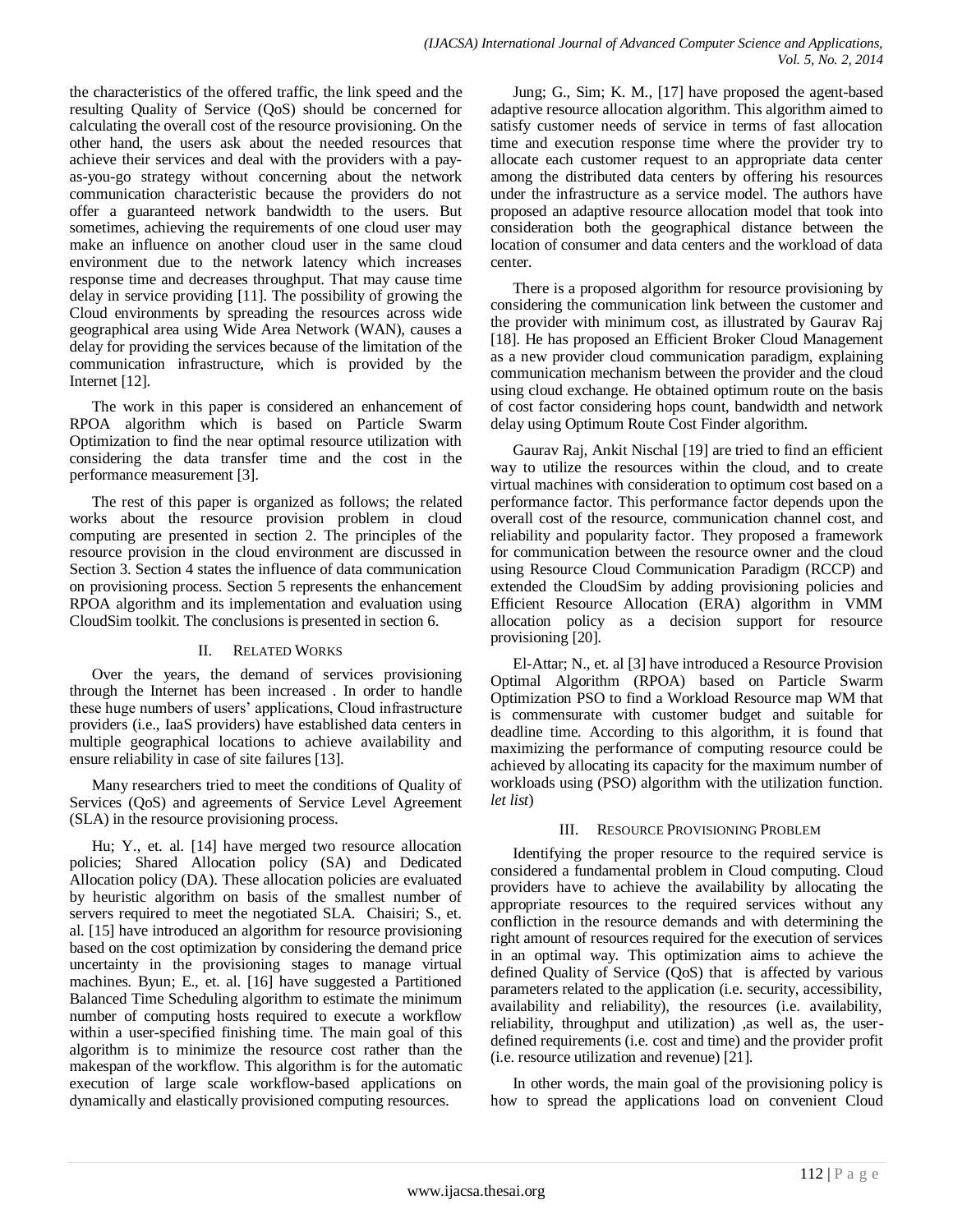the characteristics of the offered traffic, the link speed and the resulting Quality of Service (QoS) should be concerned for calculating the overall cost of the resource provisioning. On the other hand, the users ask about the needed resources that achieve their services and deal with the providers with a pay-as-you-go strategy without concerning about the network communication characteristic because the providers do not offer a guaranteed network bandwidth to the users. But sometimes, achieving the requirements of one cloud user may make an influence on another cloud user in the same cloud environment due to the network latency which increases response time and decreases throughput. That may cause time delay in service providing [11]. The possibility of growing the Cloud environments by spreading the resources across wide geographical area using Wide Area Network (WAN), causes a delay for providing the services because of the limitation of the communication infrastructure, which is provided by the Internet [12].

The work in this paper is considered an enhancement of RPOA algorithm which is based on Particle Swarm Optimization to find the near optimal resource utilization with considering the data transfer time and the cost in the performance measurement [3].

The rest of this paper is organized as follows; the related works about the resource provision problem in cloud computing are presented in section 2. The principles of the resource provision in the cloud environment are discussed in Section 3. Section 4 states the influence of data communication on provisioning process. Section 5 represents the enhancement RPOA algorithm and its implementation and evaluation using CloudSim toolkit. The conclusions is presented in section 6.

## II. Related Works

Over the years, the demand of services provisioning through the Internet has been increased . In order to handle these huge numbers of users' applications, Cloud infrastructure providers (i.e., IaaS providers) have established data centers in multiple geographical locations to achieve availability and ensure reliability in case of site failures [13].

Many researchers tried to meet the conditions of Quality of Services (QoS) and agreements of Service Level Agreement (SLA) in the resource provisioning process.

Hu; Y., et. al. [14] have merged two resource allocation policies; Shared Allocation policy (SA) and Dedicated Allocation policy (DA). These allocation policies are evaluated by heuristic algorithm on basis of the smallest number of servers required to meet the negotiated SLA. Chaisiri; S., et. al. [15] have introduced an algorithm for resource provisioning based on the cost optimization by considering the demand price uncertainty in the provisioning stages to manage virtual machines. Byun; E., et. al. [16] have suggested a Partitioned Balanced Time Scheduling algorithm to estimate the minimum number of computing hosts required to execute a workflow within a user-specified finishing time. The main goal of this algorithm is to minimize the resource cost rather than the makespan of the workflow. This algorithm is for the automatic execution of large scale workflow-based applications on dynamically and elastically provisioned computing resources.

Jung; G., Sim; K. M., [17] have proposed the agent-based adaptive resource allocation algorithm. This algorithm aimed to satisfy customer needs of service in terms of fast allocation time and execution response time where the provider try to allocate each customer request to an appropriate data center among the distributed data centers by offering his resources under the infrastructure as a service model. The authors have proposed an adaptive resource allocation model that took into consideration both the geographical distance between the location of consumer and data centers and the workload of data center.

There is a proposed algorithm for resource provisioning by considering the communication link between the customer and the provider with minimum cost, as illustrated by Gaurav Raj [18]. He has proposed an Efficient Broker Cloud Management as a new provider cloud communication paradigm, explaining communication mechanism between the provider and the cloud using cloud exchange. He obtained optimum route on the basis of cost factor considering hops count, bandwidth and network delay using Optimum Route Cost Finder algorithm.

Gaurav Raj, Ankit Nischal [19] are tried to find an efficient way to utilize the resources within the cloud, and to create virtual machines with consideration to optimum cost based on a performance factor. This performance factor depends upon the overall cost of the resource, communication channel cost, and reliability and popularity factor. They proposed a framework for communication between the resource owner and the cloud using Resource Cloud Communication Paradigm (RCCP) and extended the CloudSim by adding provisioning policies and Efficient Resource Allocation (ERA) algorithm in VMM allocation policy as a decision support for resource provisioning [20].

El-Attar; N., et. al [3] have introduced a Resource Provision Optimal Algorithm (RPOA) based on Particle Swarm Optimization PSO to find a Workload Resource map WM that is commensurate with customer budget and suitable for deadline time. According to this algorithm, it is found that maximizing the performance of computing resource could be achieved by allocating its capacity for the maximum number of workloads using (PSO) algorithm with the utilization function. *let list*)

## III. Resource Provisioning Problem

Identifying the proper resource to the required service is considered a fundamental problem in Cloud computing. Cloud providers have to achieve the availability by allocating the appropriate resources to the required services without any confliction in the resource demands and with determining the right amount of resources required for the execution of services in an optimal way. This optimization aims to achieve the defined Quality of Service (QoS) that is affected by various parameters related to the application (i.e. security, accessibility, availability and reliability), the resources (i.e. availability, reliability, throughput and utilization) ,as well as, the user-defined requirements (i.e. cost and time) and the provider profit (i.e. resource utilization and revenue) [21].

In other words, the main goal of the provisioning policy is how to spread the applications load on convenient Cloud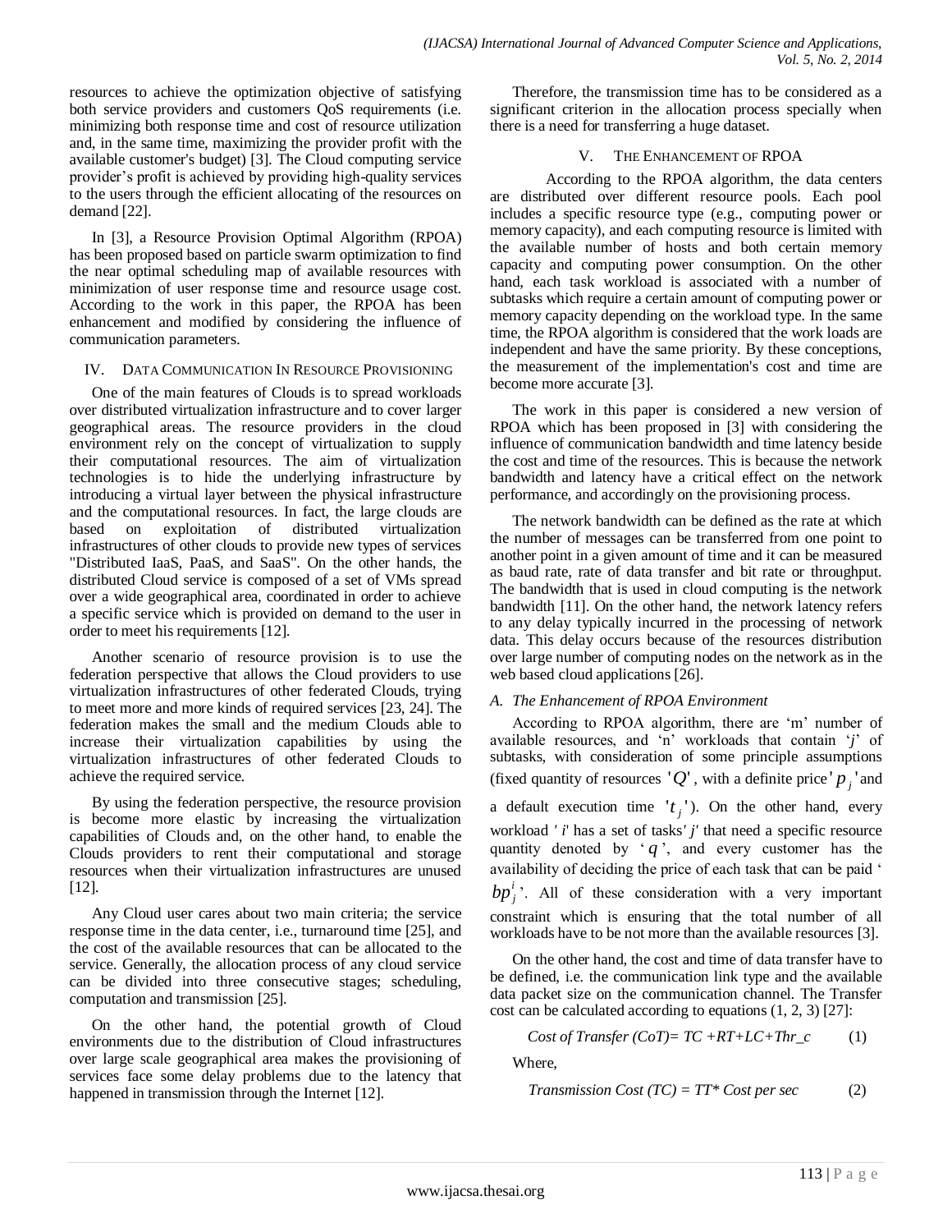resources to achieve the optimization objective of satisfying both service providers and customers QoS requirements (i.e. minimizing both response time and cost of resource utilization and, in the same time, maximizing the provider profit with the available customer's budget) [3]. The Cloud computing service provider's profit is achieved by providing high-quality services to the users through the efficient allocating of the resources on demand [22].

In [3], a Resource Provision Optimal Algorithm (RPOA) has been proposed based on particle swarm optimization to find the near optimal scheduling map of available resources with minimization of user response time and resource usage cost. According to the work in this paper, the RPOA has been enhancement and modified by considering the influence of communication parameters.

## IV. Data Communication In Resource Provisioning

One of the main features of Clouds is to spread workloads over distributed virtualization infrastructure and to cover larger geographical areas. The resource providers in the cloud environment rely on the concept of virtualization to supply their computational resources. The aim of virtualization technologies is to hide the underlying infrastructure by introducing a virtual layer between the physical infrastructure and the computational resources. In fact, the large clouds are based on exploitation of distributed virtualization infrastructures of other clouds to provide new types of services "Distributed IaaS, PaaS, and SaaS". On the other hands, the distributed Cloud service is composed of a set of VMs spread over a wide geographical area, coordinated in order to achieve a specific service which is provided on demand to the user in order to meet his requirements [12].

Another scenario of resource provision is to use the federation perspective that allows the Cloud providers to use virtualization infrastructures of other federated Clouds, trying to meet more and more kinds of required services [23, 24]. The federation makes the small and the medium Clouds able to increase their virtualization capabilities by using the virtualization infrastructures of other federated Clouds to achieve the required service.

By using the federation perspective, the resource provision is become more elastic by increasing the virtualization capabilities of Clouds and, on the other hand, to enable the Clouds providers to rent their computational and storage resources when their virtualization infrastructures are unused [12].

Any Cloud user cares about two main criteria; the service response time in the data center, i.e., turnaround time [25], and the cost of the available resources that can be allocated to the service. Generally, the allocation process of any cloud service can be divided into three consecutive stages; scheduling, computation and transmission [25].

On the other hand, the potential growth of Cloud environments due to the distribution of Cloud infrastructures over large scale geographical area makes the provisioning of services face some delay problems due to the latency that happened in transmission through the Internet [12].

Therefore, the transmission time has to be considered as a significant criterion in the allocation process specially when there is a need for transferring a huge dataset.

## V. The Enhancement of RPOA

According to the RPOA algorithm, the data centers are distributed over different resource pools. Each pool includes a specific resource type (e.g., computing power or memory capacity), and each computing resource is limited with the available number of hosts and both certain memory capacity and computing power consumption. On the other hand, each task workload is associated with a number of subtasks which require a certain amount of computing power or memory capacity depending on the workload type. In the same time, the RPOA algorithm is considered that the work loads are independent and have the same priority. By these conceptions, the measurement of the implementation's cost and time are become more accurate [3].

The work in this paper is considered a new version of RPOA which has been proposed in [3] with considering the influence of communication bandwidth and time latency beside the cost and time of the resources. This is because the network bandwidth and latency have a critical effect on the network performance, and accordingly on the provisioning process.

The network bandwidth can be defined as the rate at which the number of messages can be transferred from one point to another point in a given amount of time and it can be measured as baud rate, rate of data transfer and bit rate or throughput. The bandwidth that is used in cloud computing is the network bandwidth [11]. On the other hand, the network latency refers to any delay typically incurred in the processing of network data. This delay occurs because of the resources distribution over large number of computing nodes on the network as in the web based cloud applications [26].

### *A. The Enhancement of RPOA Environment*

According to RPOA algorithm, there are 'm' number of available resources, and 'n' workloads that contain '*j*' of subtasks, with consideration of some principle assumptions (fixed quantity of resources '$Q$', with a definite price '$p_j$' and a default execution time '$t_j$'). On the other hand, every workload '*i*' has a set of tasks '*j*' that need a specific resource quantity denoted by '$q$', and every customer has the availability of deciding the price of each task that can be paid '$bp_j^i$'. All of these consideration with a very important constraint which is ensuring that the total number of all workloads have to be not more than the available resources [3].

On the other hand, the cost and time of data transfer have to be defined, i.e. the communication link type and the available data packet size on the communication channel. The Transfer cost can be calculated according to equations (1, 2, 3) [27]:

$$\textit{Cost of Transfer (CoT)} = TC + RT + LC + Thr\_c \qquad (1)$$

Where,

$$\textit{Transmission Cost (TC)} = TT * \textit{Cost per sec} \qquad (2)$$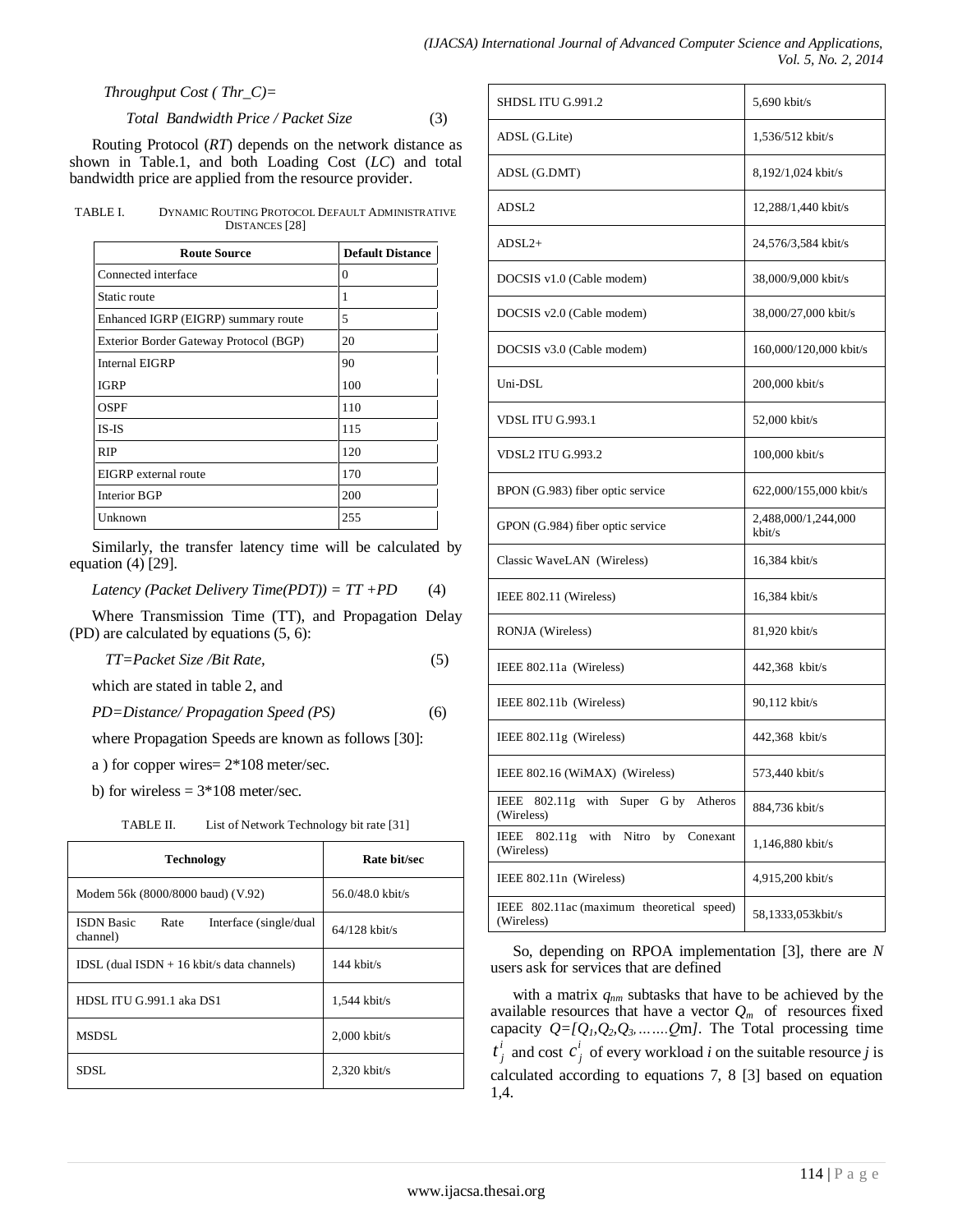*Throughput Cost ( Thr_C)=*

*Total Bandwidth Price / Packet Size* (3)

Routing Protocol (*RT*) depends on the network distance as shown in Table.1, and both Loading Cost (*LC*) and total bandwidth price are applied from the resource provider.

TABLE I. DYNAMIC ROUTING PROTOCOL DEFAULT ADMINISTRATIVE DISTANCES [28]

| Route Source | Default Distance |
|---|---|
| Connected interface | 0 |
| Static route | 1 |
| Enhanced IGRP (EIGRP) summary route | 5 |
| Exterior Border Gateway Protocol (BGP) | 20 |
| Internal EIGRP | 90 |
| IGRP | 100 |
| OSPF | 110 |
| IS-IS | 115 |
| RIP | 120 |
| EIGRP external route | 170 |
| Interior BGP | 200 |
| Unknown | 255 |

Similarly, the transfer latency time will be calculated by equation (4) [29].

*Latency (Packet Delivery Time(PDT)) = TT +PD* (4)

Where Transmission Time (TT), and Propagation Delay (PD) are calculated by equations (5, 6):

*TT=Packet Size /Bit Rate,* (5)

which are stated in table 2, and

*PD=Distance/ Propagation Speed (PS)* (6)

where Propagation Speeds are known as follows [30]:

a ) for copper wires= 2*108 meter/sec.

b) for wireless = 3*108 meter/sec.

TABLE II. List of Network Technology bit rate [31]

| Technology | Rate bit/sec |
|---|---|
| Modem 56k (8000/8000 baud) (V.92) | 56.0/48.0 kbit/s |
| ISDN Basic Rate Interface (single/dual channel) | 64/128 kbit/s |
| IDSL (dual ISDN + 16 kbit/s data channels) | 144 kbit/s |
| HDSL ITU G.991.1 aka DS1 | 1,544 kbit/s |
| MSDSL | 2,000 kbit/s |
| SDSL | 2,320 kbit/s |
| SHDSL ITU G.991.2 | 5,690 kbit/s |
| ADSL (G.Lite) | 1,536/512 kbit/s |
| ADSL (G.DMT) | 8,192/1,024 kbit/s |
| ADSL2 | 12,288/1,440 kbit/s |
| ADSL2+ | 24,576/3,584 kbit/s |
| DOCSIS v1.0 (Cable modem) | 38,000/9,000 kbit/s |
| DOCSIS v2.0 (Cable modem) | 38,000/27,000 kbit/s |
| DOCSIS v3.0 (Cable modem) | 160,000/120,000 kbit/s |
| Uni-DSL | 200,000 kbit/s |
| VDSL ITU G.993.1 | 52,000 kbit/s |
| VDSL2 ITU G.993.2 | 100,000 kbit/s |
| BPON (G.983) fiber optic service | 622,000/155,000 kbit/s |
| GPON (G.984) fiber optic service | 2,488,000/1,244,000 kbit/s |
| Classic WaveLAN (Wireless) | 16,384 kbit/s |
| IEEE 802.11 (Wireless) | 16,384 kbit/s |
| RONJA (Wireless) | 81,920 kbit/s |
| IEEE 802.11a (Wireless) | 442,368 kbit/s |
| IEEE 802.11b (Wireless) | 90,112 kbit/s |
| IEEE 802.11g (Wireless) | 442,368 kbit/s |
| IEEE 802.16 (WiMAX) (Wireless) | 573,440 kbit/s |
| IEEE 802.11g with Super G by Atheros (Wireless) | 884,736 kbit/s |
| IEEE 802.11g with Nitro by Conexant (Wireless) | 1,146,880 kbit/s |
| IEEE 802.11n (Wireless) | 4,915,200 kbit/s |
| IEEE 802.11ac (maximum theoretical speed) (Wireless) | 58,1333,053kbit/s |

So, depending on RPOA implementation [3], there are *N* users ask for services that are defined

with a matrix $q_{nm}$ subtasks that have to be achieved by the available resources that have a vector $Q_m$ of resources fixed capacity $Q=[Q_1,Q_2,Q_3,\dots\dots Q_m]$. The Total processing time $t_j^i$ and cost $c_j^i$ of every workload *i* on the suitable resource *j* is calculated according to equations 7, 8 [3] based on equation 1,4.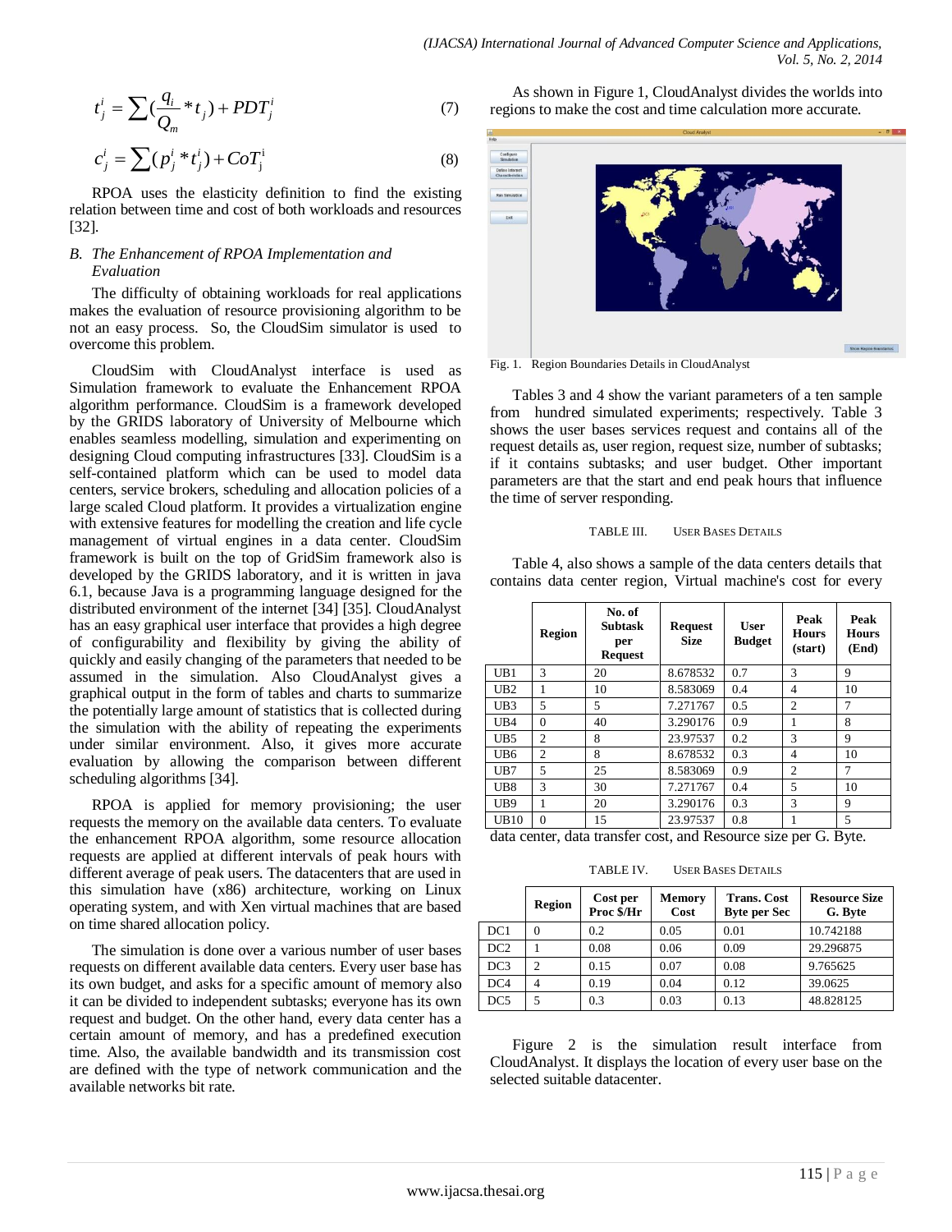$$t_j^i = \sum(\frac{q_i}{Q_m} * t_j) + PDT_j^i \quad (7)$$

$$c_j^i = \sum(p_j^i * t_j^i) + CoT_j^i \quad (8)$$

RPOA uses the elasticity definition to find the existing relation between time and cost of both workloads and resources [32].

### B. The Enhancement of RPOA Implementation and Evaluation

The difficulty of obtaining workloads for real applications makes the evaluation of resource provisioning algorithm to be not an easy process. So, the CloudSim simulator is used to overcome this problem.

CloudSim with CloudAnalyst interface is used as Simulation framework to evaluate the Enhancement RPOA algorithm performance. CloudSim is a framework developed by the GRIDS laboratory of University of Melbourne which enables seamless modelling, simulation and experimenting on designing Cloud computing infrastructures [33]. CloudSim is a self-contained platform which can be used to model data centers, service brokers, scheduling and allocation policies of a large scaled Cloud platform. It provides a virtualization engine with extensive features for modelling the creation and life cycle management of virtual engines in a data center. CloudSim framework is built on the top of GridSim framework also is developed by the GRIDS laboratory, and it is written in java 6.1, because Java is a programming language designed for the distributed environment of the internet [34] [35]. CloudAnalyst has an easy graphical user interface that provides a high degree of configurability and flexibility by giving the ability of quickly and easily changing of the parameters that needed to be assumed in the simulation. Also CloudAnalyst gives a graphical output in the form of tables and charts to summarize the potentially large amount of statistics that is collected during the simulation with the ability of repeating the experiments under similar environment. Also, it gives more accurate evaluation by allowing the comparison between different scheduling algorithms [34].

RPOA is applied for memory provisioning; the user requests the memory on the available data centers. To evaluate the enhancement RPOA algorithm, some resource allocation requests are applied at different intervals of peak hours with different average of peak users. The datacenters that are used in this simulation have (x86) architecture, working on Linux operating system, and with Xen virtual machines that are based on time shared allocation policy.

The simulation is done over a various number of user bases requests on different available data centers. Every user base has its own budget, and asks for a specific amount of memory also it can be divided to independent subtasks; everyone has its own request and budget. On the other hand, every data center has a certain amount of memory, and has a predefined execution time. Also, the available bandwidth and its transmission cost are defined with the type of network communication and the available networks bit rate.

As shown in Figure 1, CloudAnalyst divides the worlds into regions to make the cost and time calculation more accurate.

Fig. 1. Region Boundaries Details in CloudAnalyst

Tables 3 and 4 show the variant parameters of a ten sample from hundred simulated experiments; respectively. Table 3 shows the user bases services request and contains all of the request details as, user region, request size, number of subtasks; if it contains subtasks; and user budget. Other important parameters are that the start and end peak hours that influence the time of server responding.

TABLE III. USER BASES DETAILS

| | Region | No. of Subtask per Request | Request Size | User Budget | Peak Hours (start) | Peak Hours (End) |
|---|---|---|---|---|---|---|
| UB1 | 3 | 20 | 8.678532 | 0.7 | 3 | 9 |
| UB2 | 1 | 10 | 8.583069 | 0.4 | 4 | 10 |
| UB3 | 5 | 5 | 7.271767 | 0.5 | 2 | 7 |
| UB4 | 0 | 40 | 3.290176 | 0.9 | 1 | 8 |
| UB5 | 2 | 8 | 23.97537 | 0.2 | 3 | 9 |
| UB6 | 2 | 8 | 8.678532 | 0.3 | 4 | 10 |
| UB7 | 5 | 25 | 8.583069 | 0.9 | 2 | 7 |
| UB8 | 3 | 30 | 7.271767 | 0.4 | 5 | 10 |
| UB9 | 1 | 20 | 3.290176 | 0.3 | 3 | 9 |
| UB10 | 0 | 15 | 23.97537 | 0.8 | 1 | 5 |

Table 4, also shows a sample of the data centers details that contains data center region, Virtual machine's cost for every data center, data transfer cost, and Resource size per G. Byte.

TABLE IV. USER BASES DETAILS

| | Region | Cost per Proc $/Hr | Memory Cost | Trans. Cost Byte per Sec | Resource Size G. Byte |
|---|---|---|---|---|---|
| DC1 | 0 | 0.2 | 0.05 | 0.01 | 10.742188 |
| DC2 | 1 | 0.08 | 0.06 | 0.09 | 29.296875 |
| DC3 | 2 | 0.15 | 0.07 | 0.08 | 9.765625 |
| DC4 | 4 | 0.19 | 0.04 | 0.12 | 39.0625 |
| DC5 | 5 | 0.3 | 0.03 | 0.13 | 48.828125 |

Figure 2 is the simulation result interface from CloudAnalyst. It displays the location of every user base on the selected suitable datacenter.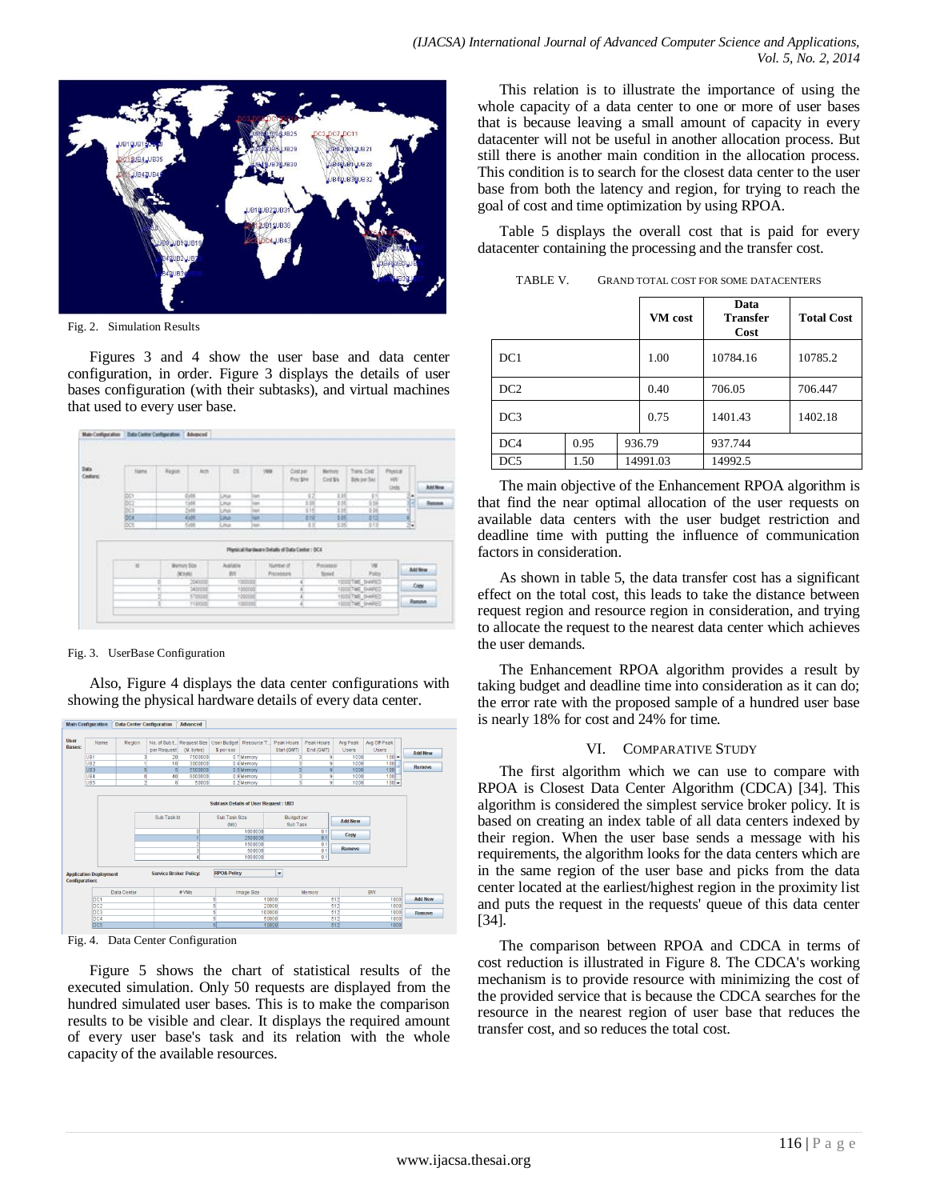Fig. 2. Simulation Results

Figures 3 and 4 show the user base and data center configuration, in order. Figure 3 displays the details of user bases configuration (with their subtasks), and virtual machines that used to every user base.

Fig. 3. UserBase Configuration

Also, Figure 4 displays the data center configurations with showing the physical hardware details of every data center.

Fig. 4. Data Center Configuration

Figure 5 shows the chart of statistical results of the executed simulation. Only 50 requests are displayed from the hundred simulated user bases. This is to make the comparison results to be visible and clear. It displays the required amount of every user base's task and its relation with the whole capacity of the available resources.

This relation is to illustrate the importance of using the whole capacity of a data center to one or more of user bases that is because leaving a small amount of capacity in every datacenter will not be useful in another allocation process. But still there is another main condition in the allocation process. This condition is to search for the closest data center to the user base from both the latency and region, for trying to reach the goal of cost and time optimization by using RPOA.

Table 5 displays the overall cost that is paid for every datacenter containing the processing and the transfer cost.

TABLE V. GRAND TOTAL COST FOR SOME DATACENTERS

| | VM cost | Data Transfer Cost | Total Cost |
|---|---|---|---|
| DC1 | 1.00 | 10784.16 | 10785.2 |
| DC2 | 0.40 | 706.05 | 706.447 |
| DC3 | 0.75 | 1401.43 | 1402.18 |
| DC4 | 0.95 | 936.79 | 937.744 |
| DC5 | 1.50 | 14991.03 | 14992.5 |

The main objective of the Enhancement RPOA algorithm is that find the near optimal allocation of the user requests on available data centers with the user budget restriction and deadline time with putting the influence of communication factors in consideration.

As shown in table 5, the data transfer cost has a significant effect on the total cost, this leads to take the distance between request region and resource region in consideration, and trying to allocate the request to the nearest data center which achieves the user demands.

The Enhancement RPOA algorithm provides a result by taking budget and deadline time into consideration as it can do; the error rate with the proposed sample of a hundred user base is nearly 18% for cost and 24% for time.

## VI. Comparative Study

The first algorithm which we can use to compare with RPOA is Closest Data Center Algorithm (CDCA) [34]. This algorithm is considered the simplest service broker policy. It is based on creating an index table of all data centers indexed by their region. When the user base sends a message with his requirements, the algorithm looks for the data centers which are in the same region of the user base and picks from the data center located at the earliest/highest region in the proximity list and puts the request in the requests' queue of this data center [34].

The comparison between RPOA and CDCA in terms of cost reduction is illustrated in Figure 8. The CDCA's working mechanism is to provide resource with minimizing the cost of the provided service that is because the CDCA searches for the resource in the nearest region of user base that reduces the transfer cost, and so reduces the total cost.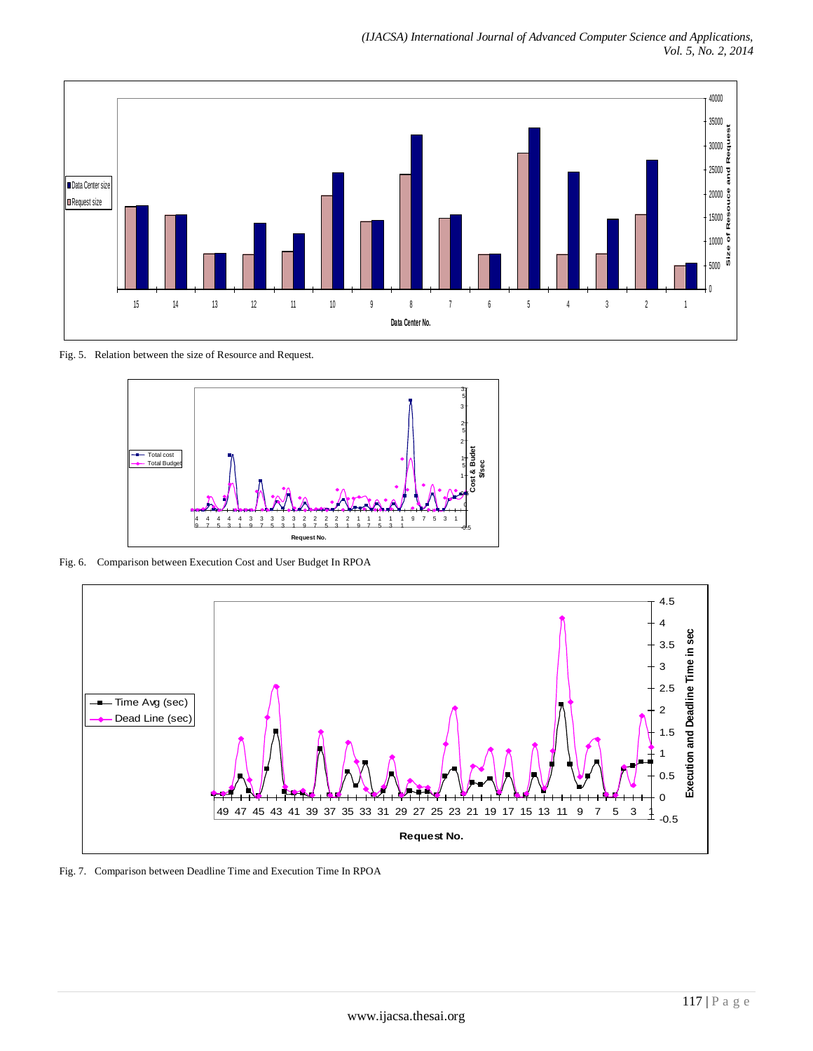Fig. 5. Relation between the size of Resource and Request.

Fig. 6. Comparison between Execution Cost and User Budget In RPOA

Fig. 7. Comparison between Deadline Time and Execution Time In RPOA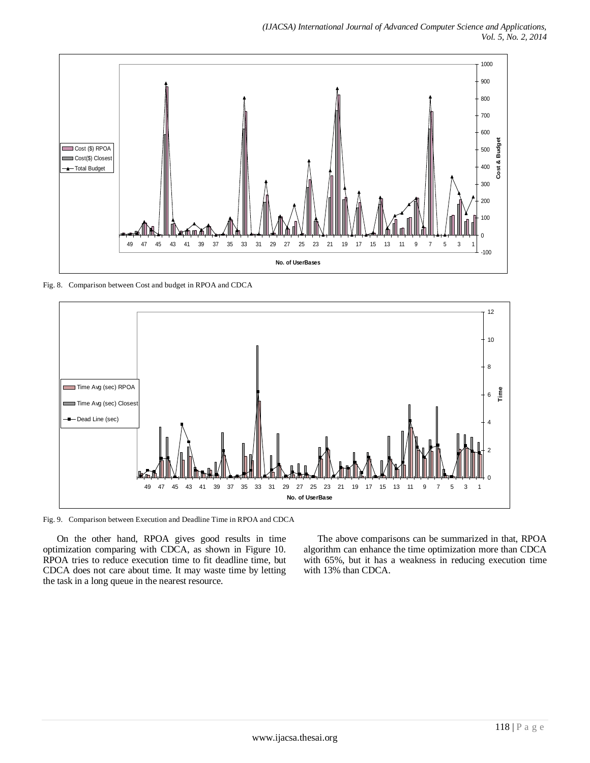Fig. 8. Comparison between Cost and budget in RPOA and CDCA

Fig. 9. Comparison between Execution and Deadline Time in RPOA and CDCA

On the other hand, RPOA gives good results in time optimization comparing with CDCA, as shown in Figure 10. RPOA tries to reduce execution time to fit deadline time, but CDCA does not care about time. It may waste time by letting the task in a long queue in the nearest resource.

The above comparisons can be summarized in that, RPOA algorithm can enhance the time optimization more than CDCA with 65%, but it has a weakness in reducing execution time with 13% than CDCA.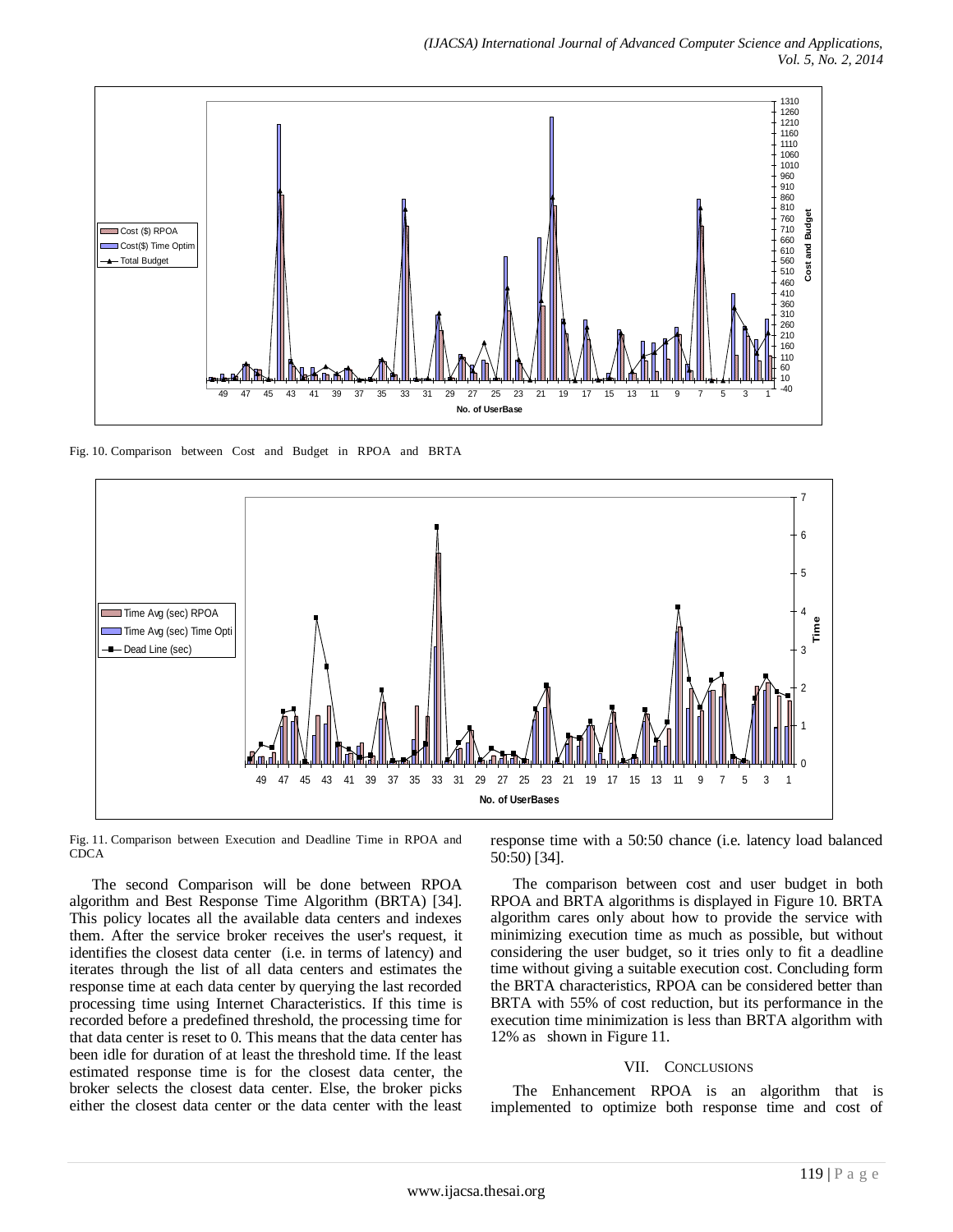Fig. 10. Comparison between Cost and Budget in RPOA and BRTA

Fig. 11. Comparison between Execution and Deadline Time in RPOA and CDCA

The second Comparison will be done between RPOA algorithm and Best Response Time Algorithm (BRTA) [34]. This policy locates all the available data centers and indexes them. After the service broker receives the user's request, it identifies the closest data center (i.e. in terms of latency) and iterates through the list of all data centers and estimates the response time at each data center by querying the last recorded processing time using Internet Characteristics. If this time is recorded before a predefined threshold, the processing time for that data center is reset to 0. This means that the data center has been idle for duration of at least the threshold time. If the least estimated response time is for the closest data center, the broker selects the closest data center. Else, the broker picks either the closest data center or the data center with the least response time with a 50:50 chance (i.e. latency load balanced 50:50) [34].

The comparison between cost and user budget in both RPOA and BRTA algorithms is displayed in Figure 10. BRTA algorithm cares only about how to provide the service with minimizing execution time as much as possible, but without considering the user budget, so it tries only to fit a deadline time without giving a suitable execution cost. Concluding form the BRTA characteristics, RPOA can be considered better than BRTA with 55% of cost reduction, but its performance in the execution time minimization is less than BRTA algorithm with 12% as shown in Figure 11.

## VII. Conclusions

The Enhancement RPOA is an algorithm that is implemented to optimize both response time and cost of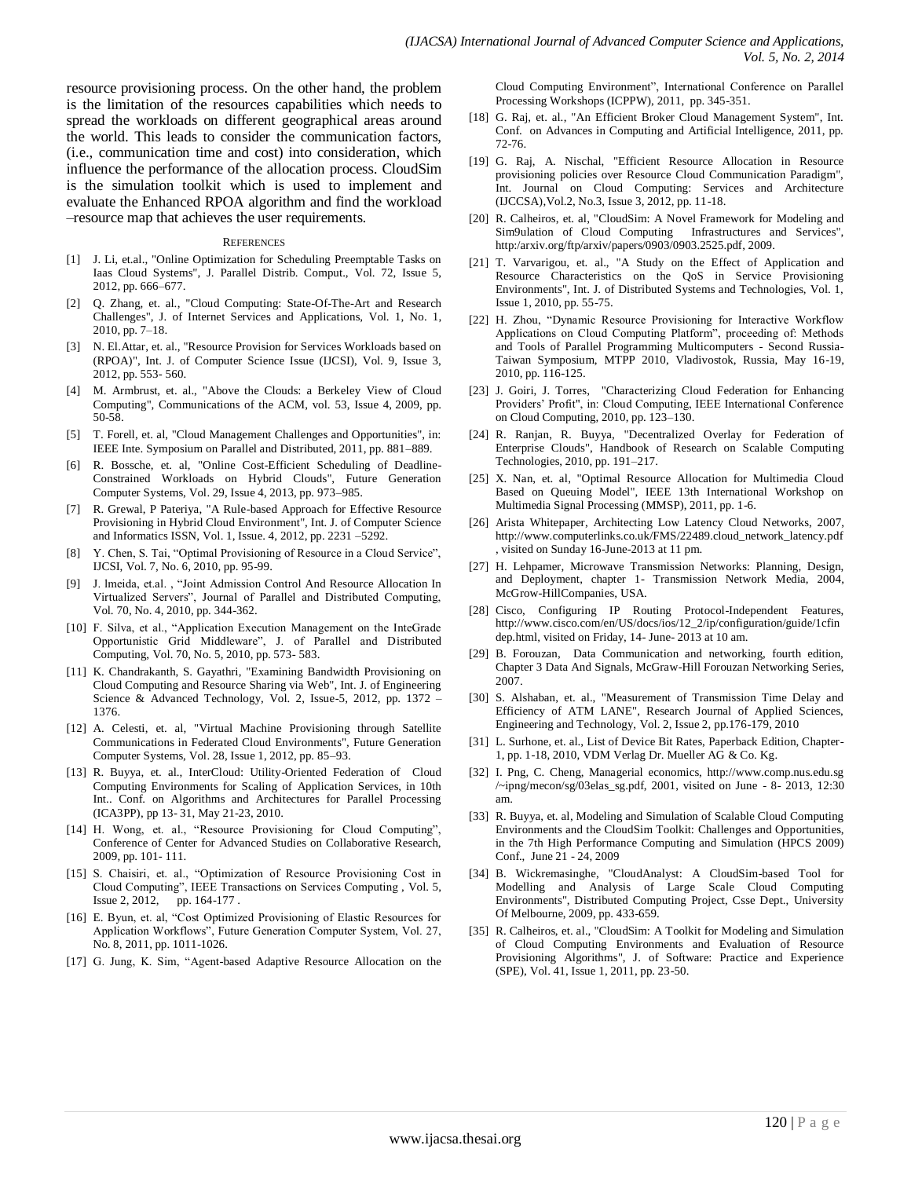resource provisioning process. On the other hand, the problem is the limitation of the resources capabilities which needs to spread the workloads on different geographical areas around the world. This leads to consider the communication factors, (i.e., communication time and cost) into consideration, which influence the performance of the allocation process. CloudSim is the simulation toolkit which is used to implement and evaluate the Enhanced RPOA algorithm and find the workload –resource map that achieves the user requirements.

## REFERENCES

[1] J. Li, et.al., "Online Optimization for Scheduling Preemptable Tasks on Iaas Cloud Systems", J. Parallel Distrib. Comput., Vol. 72, Issue 5, 2012, pp. 666–677.

[2] Q. Zhang, et. al., "Cloud Computing: State-Of-The-Art and Research Challenges", J. of Internet Services and Applications, Vol. 1, No. 1, 2010, pp. 7–18.

[3] N. El.Attar, et. al., "Resource Provision for Services Workloads based on (RPOA)", Int. J. of Computer Science Issue (IJCSI), Vol. 9, Issue 3, 2012, pp. 553- 560.

[4] M. Armbrust, et. al., "Above the Clouds: a Berkeley View of Cloud Computing", Communications of the ACM, vol. 53, Issue 4, 2009, pp. 50-58.

[5] T. Forell, et. al, "Cloud Management Challenges and Opportunities", in: IEEE Inte. Symposium on Parallel and Distributed, 2011, pp. 881–889.

[6] R. Bossche, et. al, "Online Cost-Efficient Scheduling of Deadline-Constrained Workloads on Hybrid Clouds", Future Generation Computer Systems, Vol. 29, Issue 4, 2013, pp. 973–985.

[7] R. Grewal, P Pateriya, "A Rule-based Approach for Effective Resource Provisioning in Hybrid Cloud Environment", Int. J. of Computer Science and Informatics ISSN, Vol. 1, Issue. 4, 2012, pp. 2231 –5292.

[8] Y. Chen, S. Tai, "Optimal Provisioning of Resource in a Cloud Service", IJCSI, Vol. 7, No. 6, 2010, pp. 95-99.

[9] J. lmeida, et.al. , "Joint Admission Control And Resource Allocation In Virtualized Servers", Journal of Parallel and Distributed Computing, Vol. 70, No. 4, 2010, pp. 344-362.

[10] F. Silva, et al., "Application Execution Management on the InteGrade Opportunistic Grid Middleware", J. of Parallel and Distributed Computing, Vol. 70, No. 5, 2010, pp. 573- 583.

[11] K. Chandrakanth, S. Gayathri, "Examining Bandwidth Provisioning on Cloud Computing and Resource Sharing via Web", Int. J. of Engineering Science & Advanced Technology, Vol. 2, Issue-5, 2012, pp. 1372 – 1376.

[12] A. Celesti, et. al, "Virtual Machine Provisioning through Satellite Communications in Federated Cloud Environments", Future Generation Computer Systems, Vol. 28, Issue 1, 2012, pp. 85–93.

[13] R. Buyya, et. al., InterCloud: Utility-Oriented Federation of Cloud Computing Environments for Scaling of Application Services, in 10th Int.. Conf. on Algorithms and Architectures for Parallel Processing (ICA3PP), pp 13- 31, May 21-23, 2010.

[14] H. Wong, et. al., "Resource Provisioning for Cloud Computing", Conference of Center for Advanced Studies on Collaborative Research, 2009, pp. 101- 111.

[15] S. Chaisiri, et. al., "Optimization of Resource Provisioning Cost in Cloud Computing", IEEE Transactions on Services Computing , Vol. 5, Issue 2, 2012, pp. 164-177 .

[16] E. Byun, et. al, "Cost Optimized Provisioning of Elastic Resources for Application Workflows", Future Generation Computer System, Vol. 27, No. 8, 2011, pp. 1011-1026.

[17] G. Jung, K. Sim, "Agent-based Adaptive Resource Allocation on the Cloud Computing Environment", International Conference on Parallel Processing Workshops (ICPPW), 2011, pp. 345-351.

[18] G. Raj, et. al., "An Efficient Broker Cloud Management System", Int. Conf. on Advances in Computing and Artificial Intelligence, 2011, pp. 72-76.

[19] G. Raj, A. Nischal, "Efficient Resource Allocation in Resource provisioning policies over Resource Cloud Communication Paradigm", Int. Journal on Cloud Computing: Services and Architecture (IJCCSA),Vol.2, No.3, Issue 3, 2012, pp. 11-18.

[20] R. Calheiros, et. al, "CloudSim: A Novel Framework for Modeling and Sim9ulation of Cloud Computing Infrastructures and Services", http:/arxiv.org/ftp/arxiv/papers/0903/0903.2525.pdf, 2009.

[21] T. Varvarigou, et. al., "A Study on the Effect of Application and Resource Characteristics on the QoS in Service Provisioning Environments", Int. J. of Distributed Systems and Technologies, Vol. 1, Issue 1, 2010, pp. 55-75.

[22] H. Zhou, "Dynamic Resource Provisioning for Interactive Workflow Applications on Cloud Computing Platform", proceeding of: Methods and Tools of Parallel Programming Multicomputers - Second Russia-Taiwan Symposium, MTPP 2010, Vladivostok, Russia, May 16-19, 2010, pp. 116-125.

[23] J. Goiri, J. Torres, "Characterizing Cloud Federation for Enhancing Providers' Profit", in: Cloud Computing, IEEE International Conference on Cloud Computing, 2010, pp. 123–130.

[24] R. Ranjan, R. Buyya, "Decentralized Overlay for Federation of Enterprise Clouds", Handbook of Research on Scalable Computing Technologies, 2010, pp. 191–217.

[25] X. Nan, et. al, "Optimal Resource Allocation for Multimedia Cloud Based on Queuing Model", IEEE 13th International Workshop on Multimedia Signal Processing (MMSP), 2011, pp. 1-6.

[26] Arista Whitepaper, Architecting Low Latency Cloud Networks, 2007, http://www.computerlinks.co.uk/FMS/22489.cloud_network_latency.pdf , visited on Sunday 16-June-2013 at 11 pm.

[27] H. Lehpamer, Microwave Transmission Networks: Planning, Design, and Deployment, chapter 1- Transmission Network Media, 2004, McGrow-HillCompanies, USA.

[28] Cisco, Configuring IP Routing Protocol-Independent Features, http://www.cisco.com/en/US/docs/ios/12_2/ip/configuration/guide/1cfindep.html, visited on Friday, 14- June- 2013 at 10 am.

[29] B. Forouzan, Data Communication and networking, fourth edition, Chapter 3 Data And Signals, McGraw-Hill Forouzan Networking Series, 2007.

[30] S. Alshaban, et. al., "Measurement of Transmission Time Delay and Efficiency of ATM LANE", Research Journal of Applied Sciences, Engineering and Technology, Vol. 2, Issue 2, pp.176-179, 2010

[31] L. Surhone, et. al., List of Device Bit Rates, Paperback Edition, Chapter-1, pp. 1-18, 2010, VDM Verlag Dr. Mueller AG & Co. Kg.

[32] I. Png, C. Cheng, Managerial economics, http://www.comp.nus.edu.sg /~ipng/mecon/sg/03elas_sg.pdf, 2001, visited on June - 8- 2013, 12:30 am.

[33] R. Buyya, et. al, Modeling and Simulation of Scalable Cloud Computing Environments and the CloudSim Toolkit: Challenges and Opportunities, in the 7th High Performance Computing and Simulation (HPCS 2009) Conf., June 21 - 24, 2009

[34] B. Wickremasinghe, "CloudAnalyst: A CloudSim-based Tool for Modelling and Analysis of Large Scale Cloud Computing Environments", Distributed Computing Project, Csse Dept., University Of Melbourne, 2009, pp. 433-659.

[35] R. Calheiros, et. al., "CloudSim: A Toolkit for Modeling and Simulation of Cloud Computing Environments and Evaluation of Resource Provisioning Algorithms", J. of Software: Practice and Experience (SPE), Vol. 41, Issue 1, 2011, pp. 23-50.